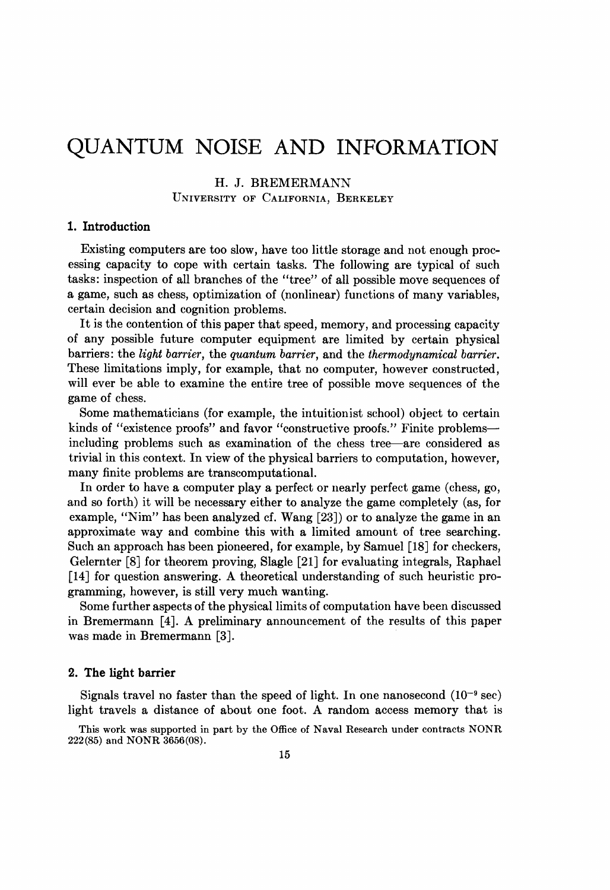# QUANTUM NOISE AND INFORMATION

H. J. BREMERMANN
UNIVERSITY OF CALIFORNIA, BERKELEY

## 1. Introduction

Existing computers are too slow, have too little storage and not enough processing capacity to cope with certain tasks. The following are typical of such tasks: inspection of all branches of the "tree" of all possible move sequences of a game, such as chess, optimization of (nonlinear) functions of many variables, certain decision and cognition problems.

It is the contention of this paper that speed, memory, and processing capacity of any possible future computer equipment are limited by certain physical barriers: the *light barrier*, the *quantum barrier*, and the *thermodynamical barrier*. These limitations imply, for example, that no computer, however constructed, will ever be able to examine the entire tree of possible move sequences of the game of chess.

Some mathematicians (for example, the intuitionist school) object to certain kinds of "existence proofs" and favor "constructive proofs." Finite problems—including problems such as examination of the chess tree—are considered as trivial in this context. In view of the physical barriers to computation, however, many finite problems are transcomputational.

In order to have a computer play a perfect or nearly perfect game (chess, go, and so forth) it will be necessary either to analyze the game completely (as, for example, "Nim" has been analyzed cf. Wang [23]) or to analyze the game in an approximate way and combine this with a limited amount of tree searching. Such an approach has been pioneered, for example, by Samuel [18] for checkers, Gelernter [8] for theorem proving, Slagle [21] for evaluating integrals, Raphael [14] for question answering. A theoretical understanding of such heuristic programming, however, is still very much wanting.

Some further aspects of the physical limits of computation have been discussed in Bremermann [4]. A preliminary announcement of the results of this paper was made in Bremermann [3].

## 2. The light barrier

Signals travel no faster than the speed of light. In one nanosecond ($10^{-9}$ sec) light travels a distance of about one foot. A random access memory that is

This work was supported in part by the Office of Naval Research under contracts NONR 222(85) and NONR 3656(08).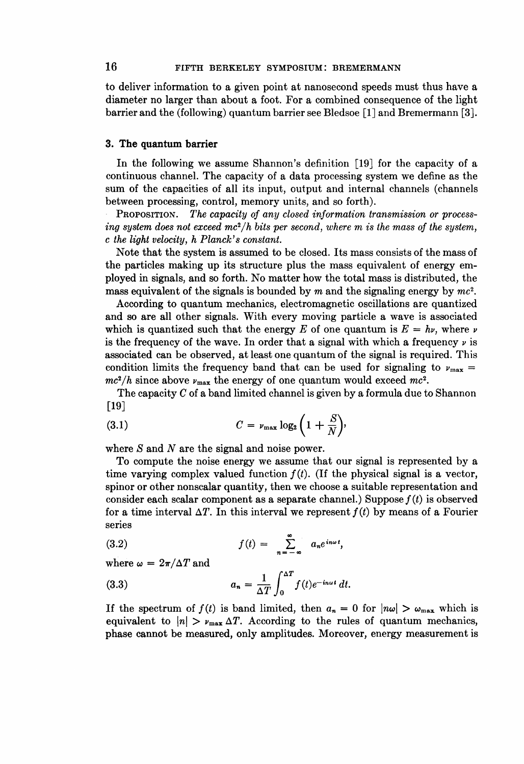to deliver information to a given point at nanosecond speeds must thus have a diameter no larger than about a foot. For a combined consequence of the light barrier and the (following) quantum barrier see Bledsoe [1] and Bremermann [3].

## 3. The quantum barrier

In the following we assume Shannon's definition [19] for the capacity of a continuous channel. The capacity of a data processing system we define as the sum of the capacities of all its input, output and internal channels (channels between processing, control, memory units, and so forth).

PROPOSITION. *The capacity of any closed information transmission or processing system does not exceed $mc^2/h$ bits per second, where $m$ is the mass of the system, $c$ the light velocity, $h$ Planck's constant.*

Note that the system is assumed to be closed. Its mass consists of the mass of the particles making up its structure plus the mass equivalent of energy employed in signals, and so forth. No matter how the total mass is distributed, the mass equivalent of the signals is bounded by $m$ and the signaling energy by $mc^2$.

According to quantum mechanics, electromagnetic oscillations are quantized and so are all other signals. With every moving particle a wave is associated which is quantized such that the energy $E$ of one quantum is $E = h\nu$, where $\nu$ is the frequency of the wave. In order that a signal with which a frequency $\nu$ is associated can be observed, at least one quantum of the signal is required. This condition limits the frequency band that can be used for signaling to $\nu_{\max} = mc^2/h$ since above $\nu_{\max}$ the energy of one quantum would exceed $mc^2$.

The capacity $C$ of a band limited channel is given by a formula due to Shannon [19]

$$C = \nu_{\max} \log_2 \left(1 + \frac{S}{N}\right), \tag{3.1}$$

where $S$ and $N$ are the signal and noise power.

To compute the noise energy we assume that our signal is represented by a time varying complex valued function $f(t)$. (If the physical signal is a vector, spinor or other nonscalar quantity, then we choose a suitable representation and consider each scalar component as a separate channel.) Suppose $f(t)$ is observed for a time interval $\Delta T$. In this interval we represent $f(t)$ by means of a Fourier series

$$f(t) = \sum_{n=-\infty}^{\infty} a_n e^{in\omega t}, \tag{3.2}$$

where $\omega = 2\pi/\Delta T$ and

$$a_n = \frac{1}{\Delta T} \int_0^{\Delta T} f(t) e^{-in\omega t}\, dt. \tag{3.3}$$

If the spectrum of $f(t)$ is band limited, then $a_n = 0$ for $|n\omega| > \omega_{\max}$ which is equivalent to $|n| > \nu_{\max}\, \Delta T$. According to the rules of quantum mechanics, phase cannot be measured, only amplitudes. Moreover, energy measurement is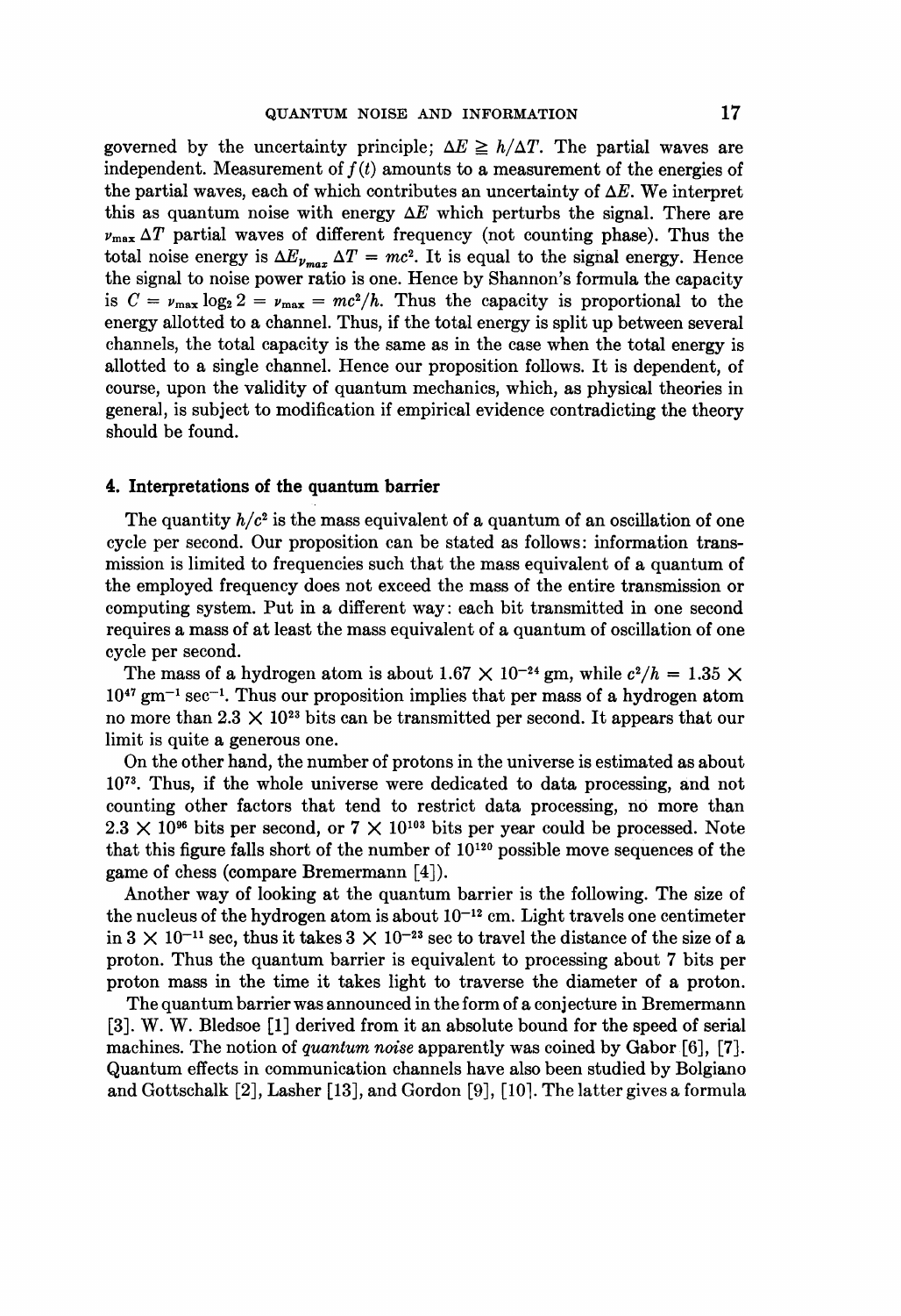governed by the uncertainty principle; $\Delta E \geqq h/\Delta T$. The partial waves are independent. Measurement of $f(t)$ amounts to a measurement of the energies of the partial waves, each of which contributes an uncertainty of $\Delta E$. We interpret this as quantum noise with energy $\Delta E$ which perturbs the signal. There are $\nu_{\max} \Delta T$ partial waves of different frequency (not counting phase). Thus the total noise energy is $\Delta E \nu_{max} \Delta T = mc^2$. It is equal to the signal energy. Hence the signal to noise power ratio is one. Hence by Shannon's formula the capacity is $C = \nu_{\max} \log_2 2 = \nu_{\max} = mc^2/h$. Thus the capacity is proportional to the energy allotted to a channel. Thus, if the total energy is split up between several channels, the total capacity is the same as in the case when the total energy is allotted to a single channel. Hence our proposition follows. It is dependent, of course, upon the validity of quantum mechanics, which, as physical theories in general, is subject to modification if empirical evidence contradicting the theory should be found.

## 4. Interpretations of the quantum barrier

The quantity $h/c^2$ is the mass equivalent of a quantum of an oscillation of one cycle per second. Our proposition can be stated as follows: information transmission is limited to frequencies such that the mass equivalent of a quantum of the employed frequency does not exceed the mass of the entire transmission or computing system. Put in a different way: each bit transmitted in one second requires a mass of at least the mass equivalent of a quantum of oscillation of one cycle per second.

The mass of a hydrogen atom is about $1.67 \times 10^{-24}$ gm, while $c^2/h = 1.35 \times 10^{47}$ gm$^{-1}$ sec$^{-1}$. Thus our proposition implies that per mass of a hydrogen atom no more than $2.3 \times 10^{23}$ bits can be transmitted per second. It appears that our limit is quite a generous one.

On the other hand, the number of protons in the universe is estimated as about $10^{73}$. Thus, if the whole universe were dedicated to data processing, and not counting other factors that tend to restrict data processing, no more than $2.3 \times 10^{96}$ bits per second, or $7 \times 10^{103}$ bits per year could be processed. Note that this figure falls short of the number of $10^{120}$ possible move sequences of the game of chess (compare Bremermann [4]).

Another way of looking at the quantum barrier is the following. The size of the nucleus of the hydrogen atom is about $10^{-12}$ cm. Light travels one centimeter in $3 \times 10^{-11}$ sec, thus it takes $3 \times 10^{-23}$ sec to travel the distance of the size of a proton. Thus the quantum barrier is equivalent to processing about 7 bits per proton mass in the time it takes light to traverse the diameter of a proton.

The quantum barrier was announced in the form of a conjecture in Bremermann [3]. W. W. Bledsoe [1] derived from it an absolute bound for the speed of serial machines. The notion of *quantum noise* apparently was coined by Gabor [6], [7]. Quantum effects in communication channels have also been studied by Bolgiano and Gottschalk [2], Lasher [13], and Gordon [9], [10]. The latter gives a formula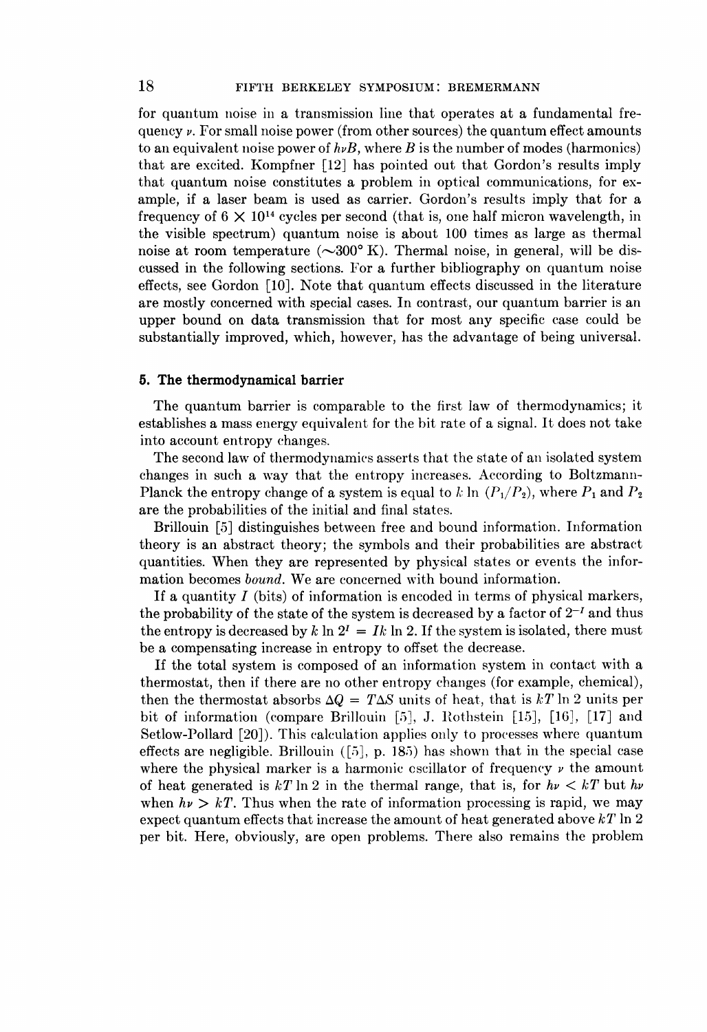for quantum noise in a transmission line that operates at a fundamental frequency $\nu$. For small noise power (from other sources) the quantum effect amounts to an equivalent noise power of $h\nu B$, where $B$ is the number of modes (harmonics) that are excited. Kompfner [12] has pointed out that Gordon's results imply that quantum noise constitutes a problem in optical communications, for example, if a laser beam is used as carrier. Gordon's results imply that for a frequency of $6 \times 10^{14}$ cycles per second (that is, one half micron wavelength, in the visible spectrum) quantum noise is about 100 times as large as thermal noise at room temperature ($\sim 300°$ K). Thermal noise, in general, will be discussed in the following sections. For a further bibliography on quantum noise effects, see Gordon [10]. Note that quantum effects discussed in the literature are mostly concerned with special cases. In contrast, our quantum barrier is an upper bound on data transmission that for most any specific case could be substantially improved, which, however, has the advantage of being universal.

## 5. The thermodynamical barrier

The quantum barrier is comparable to the first law of thermodynamics; it establishes a mass energy equivalent for the bit rate of a signal. It does not take into account entropy changes.

The second law of thermodynamics asserts that the state of an isolated system changes in such a way that the entropy increases. According to Boltzmann-Planck the entropy change of a system is equal to $k \ln (P_1/P_2)$, where $P_1$ and $P_2$ are the probabilities of the initial and final states.

Brillouin [5] distinguishes between free and bound information. Information theory is an abstract theory; the symbols and their probabilities are abstract quantities. When they are represented by physical states or events the information becomes *bound*. We are concerned with bound information.

If a quantity $I$ (bits) of information is encoded in terms of physical markers, the probability of the state of the system is decreased by a factor of $2^{-I}$ and thus the entropy is decreased by $k \ln 2^I = Ik \ln 2$. If the system is isolated, there must be a compensating increase in entropy to offset the decrease.

If the total system is composed of an information system in contact with a thermostat, then if there are no other entropy changes (for example, chemical), then the thermostat absorbs $\Delta Q = T\Delta S$ units of heat, that is $kT \ln 2$ units per bit of information (compare Brillouin [5], J. Rothstein [15], [16], [17] and Setlow-Pollard [20]). This calculation applies only to processes where quantum effects are negligible. Brillouin ([5], p. 185) has shown that in the special case where the physical marker is a harmonic oscillator of frequency $\nu$ the amount of heat generated is $kT \ln 2$ in the thermal range, that is, for $h\nu < kT$ but $h\nu$ when $h\nu > kT$. Thus when the rate of information processing is rapid, we may expect quantum effects that increase the amount of heat generated above $kT \ln 2$ per bit. Here, obviously, are open problems. There also remains the problem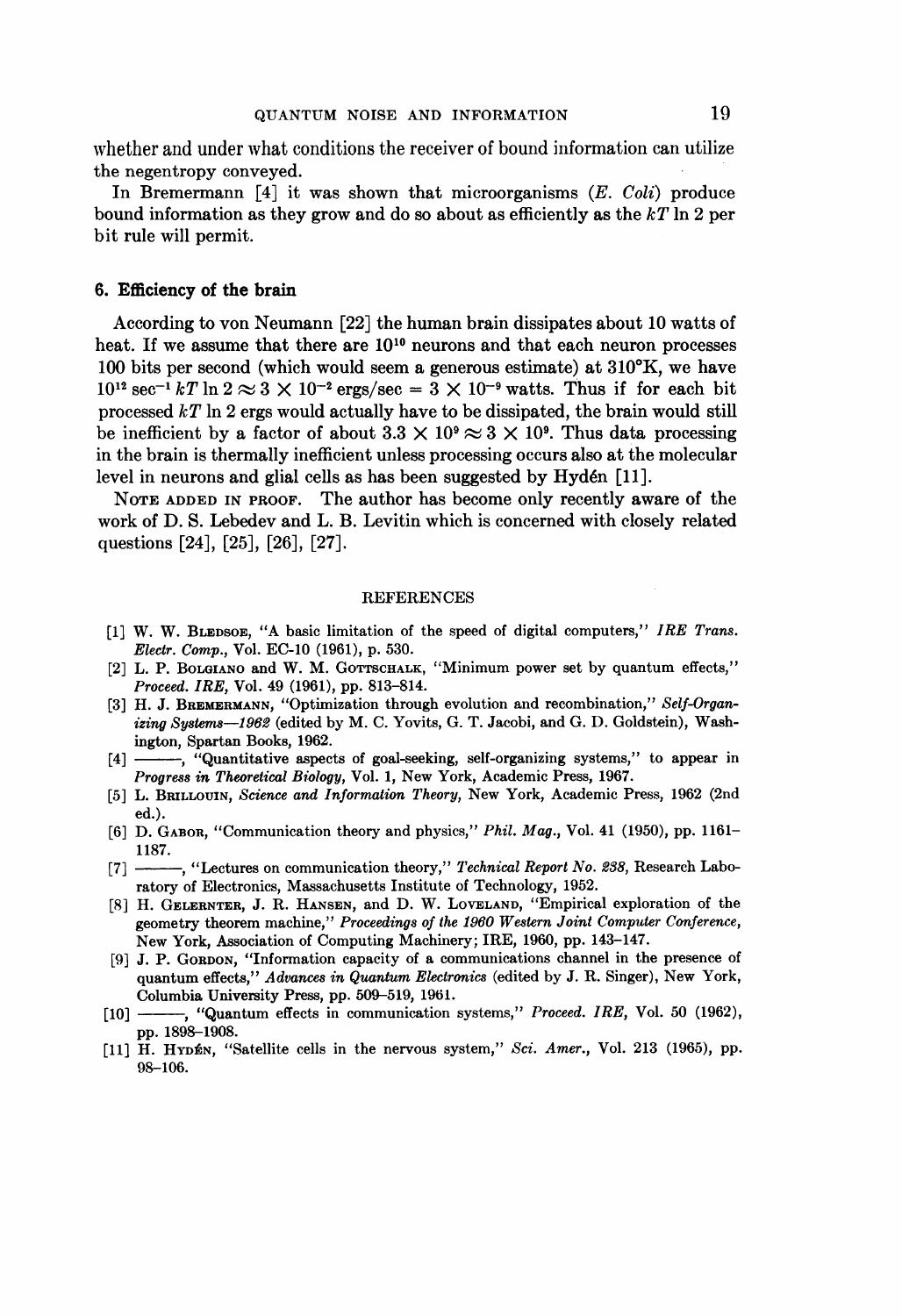whether and under what conditions the receiver of bound information can utilize the negentropy conveyed.

In Bremermann [4] it was shown that microorganisms (*E. Coli*) produce bound information as they grow and do so about as efficiently as the $kT \ln 2$ per bit rule will permit.

## 6. Efficiency of the brain

According to von Neumann [22] the human brain dissipates about 10 watts of heat. If we assume that there are $10^{10}$ neurons and that each neuron processes 100 bits per second (which would seem a generous estimate) at 310°K, we have $10^{12}\ \text{sec}^{-1}\, kT \ln 2 \approx 3 \times 10^{-2}$ ergs/sec $= 3 \times 10^{-9}$ watts. Thus if for each bit processed $kT \ln 2$ ergs would actually have to be dissipated, the brain would still be inefficient by a factor of about $3.3 \times 10^9 \approx 3 \times 10^9$. Thus data processing in the brain is thermally inefficient unless processing occurs also at the molecular level in neurons and glial cells as has been suggested by Hydén [11].

NOTE ADDED IN PROOF. The author has become only recently aware of the work of D. S. Lebedev and L. B. Levitin which is concerned with closely related questions [24], [25], [26], [27].

## REFERENCES

[1] W. W. Bledsoe, "A basic limitation of the speed of digital computers," *IRE Trans. Electr. Comp.*, Vol. EC-10 (1961), p. 530.

[2] L. P. Bolgiano and W. M. Gottschalk, "Minimum power set by quantum effects," *Proceed. IRE*, Vol. 49 (1961), pp. 813–814.

[3] H. J. Bremermann, "Optimization through evolution and recombination," *Self-Organizing Systems—1962* (edited by M. C. Yovits, G. T. Jacobi, and G. D. Goldstein), Washington, Spartan Books, 1962.

[4] ———, "Quantitative aspects of goal-seeking, self-organizing systems," to appear in *Progress in Theoretical Biology*, Vol. 1, New York, Academic Press, 1967.

[5] L. Brillouin, *Science and Information Theory*, New York, Academic Press, 1962 (2nd ed.).

[6] D. Gabor, "Communication theory and physics," *Phil. Mag.*, Vol. 41 (1950), pp. 1161–1187.

[7] ———, "Lectures on communication theory," *Technical Report No. 238*, Research Laboratory of Electronics, Massachusetts Institute of Technology, 1952.

[8] H. Gelernter, J. R. Hansen, and D. W. Loveland, "Empirical exploration of the geometry theorem machine," *Proceedings of the 1960 Western Joint Computer Conference*, New York, Association of Computing Machinery; IRE, 1960, pp. 143–147.

[9] J. P. Gordon, "Information capacity of a communications channel in the presence of quantum effects," *Advances in Quantum Electronics* (edited by J. R. Singer), New York, Columbia University Press, pp. 509–519, 1961.

[10] ———, "Quantum effects in communication systems," *Proceed. IRE*, Vol. 50 (1962), pp. 1898–1908.

[11] H. Hydén, "Satellite cells in the nervous system," *Sci. Amer.*, Vol. 213 (1965), pp. 98–106.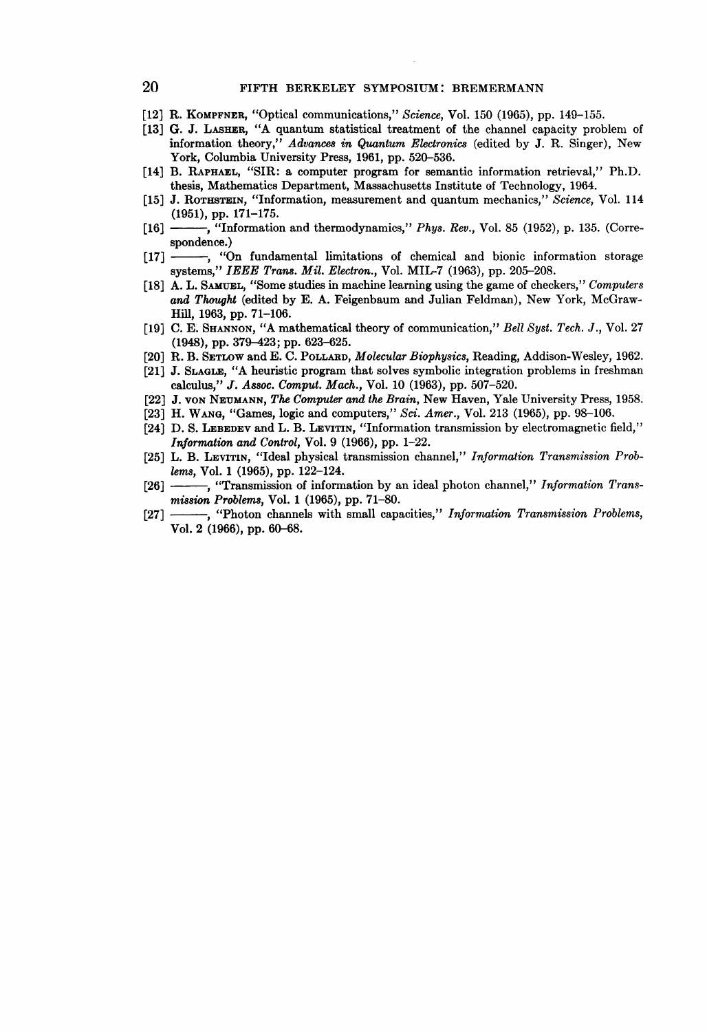[12] R. KOMPFNER, "Optical communications," *Science*, Vol. 150 (1965), pp. 149–155.

[13] G. J. LASHER, "A quantum statistical treatment of the channel capacity problem of information theory," *Advances in Quantum Electronics* (edited by J. R. Singer), New York, Columbia University Press, 1961, pp. 520–536.

[14] B. RAPHAEL, "SIR: a computer program for semantic information retrieval," Ph.D. thesis, Mathematics Department, Massachusetts Institute of Technology, 1964.

[15] J. ROTHSTEIN, "Information, measurement and quantum mechanics," *Science*, Vol. 114 (1951), pp. 171–175.

[16] ———, "Information and thermodynamics," *Phys. Rev.*, Vol. 85 (1952), p. 135. (Correspondence.)

[17] ———, "On fundamental limitations of chemical and bionic information storage systems," *IEEE Trans. Mil. Electron.*, Vol. MIL-7 (1963), pp. 205–208.

[18] A. L. SAMUEL, "Some studies in machine learning using the game of checkers," *Computers and Thought* (edited by E. A. Feigenbaum and Julian Feldman), New York, McGraw-Hill, 1963, pp. 71–106.

[19] C. E. SHANNON, "A mathematical theory of communication," *Bell Syst. Tech. J.*, Vol. 27 (1948), pp. 379–423; pp. 623–625.

[20] R. B. SETLOW and E. C. POLLARD, *Molecular Biophysics*, Reading, Addison-Wesley, 1962.

[21] J. SLAGLE, "A heuristic program that solves symbolic integration problems in freshman calculus," *J. Assoc. Comput. Mach.*, Vol. 10 (1963), pp. 507–520.

[22] J. VON NEUMANN, *The Computer and the Brain*, New Haven, Yale University Press, 1958.

[23] H. WANG, "Games, logic and computers," *Sci. Amer.*, Vol. 213 (1965), pp. 98–106.

[24] D. S. LEBEDEV and L. B. LEVITIN, "Information transmission by electromagnetic field," *Information and Control*, Vol. 9 (1966), pp. 1–22.

[25] L. B. LEVITIN, "Ideal physical transmission channel," *Information Transmission Problems*, Vol. 1 (1965), pp. 122–124.

[26] ———, "Transmission of information by an ideal photon channel," *Information Transmission Problems*, Vol. 1 (1965), pp. 71–80.

[27] ———, "Photon channels with small capacities," *Information Transmission Problems*, Vol. 2 (1966), pp. 60–68.